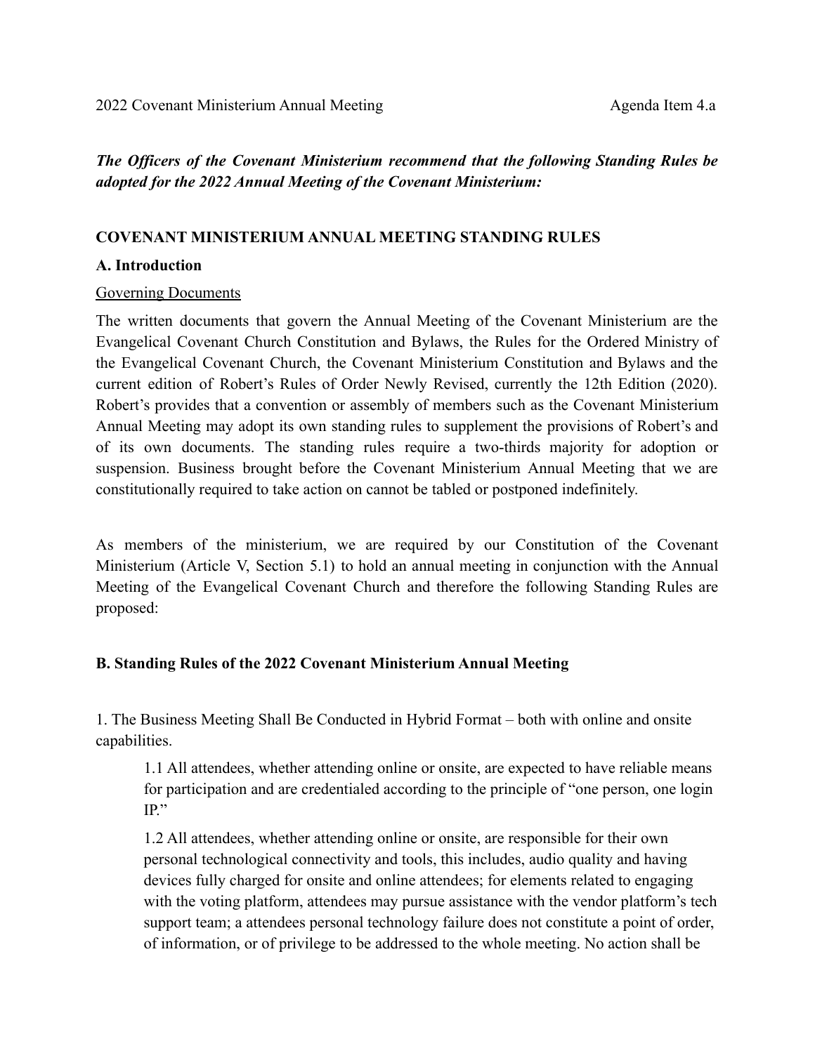2022 Covenant Ministerium Annual Meeting — Agenda Item 4.a

***The Officers of the Covenant Ministerium recommend that the following Standing Rules be adopted for the 2022 Annual Meeting of the Covenant Ministerium:***

## COVENANT MINISTERIUM ANNUAL MEETING STANDING RULES

### A. Introduction

<u>Governing Documents</u>

The written documents that govern the Annual Meeting of the Covenant Ministerium are the Evangelical Covenant Church Constitution and Bylaws, the Rules for the Ordered Ministry of the Evangelical Covenant Church, the Covenant Ministerium Constitution and Bylaws and the current edition of Robert's Rules of Order Newly Revised, currently the 12th Edition (2020). Robert's provides that a convention or assembly of members such as the Covenant Ministerium Annual Meeting may adopt its own standing rules to supplement the provisions of Robert's and of its own documents. The standing rules require a two-thirds majority for adoption or suspension. Business brought before the Covenant Ministerium Annual Meeting that we are constitutionally required to take action on cannot be tabled or postponed indefinitely.

As members of the ministerium, we are required by our Constitution of the Covenant Ministerium (Article V, Section 5.1) to hold an annual meeting in conjunction with the Annual Meeting of the Evangelical Covenant Church and therefore the following Standing Rules are proposed:

### B. Standing Rules of the 2022 Covenant Ministerium Annual Meeting

1. The Business Meeting Shall Be Conducted in Hybrid Format – both with online and onsite capabilities.

   1.1 All attendees, whether attending online or onsite, are expected to have reliable means for participation and are credentialed according to the principle of "one person, one login IP."

   1.2 All attendees, whether attending online or onsite, are responsible for their own personal technological connectivity and tools, this includes, audio quality and having devices fully charged for onsite and online attendees; for elements related to engaging with the voting platform, attendees may pursue assistance with the vendor platform's tech support team; a attendees personal technology failure does not constitute a point of order, of information, or of privilege to be addressed to the whole meeting. No action shall be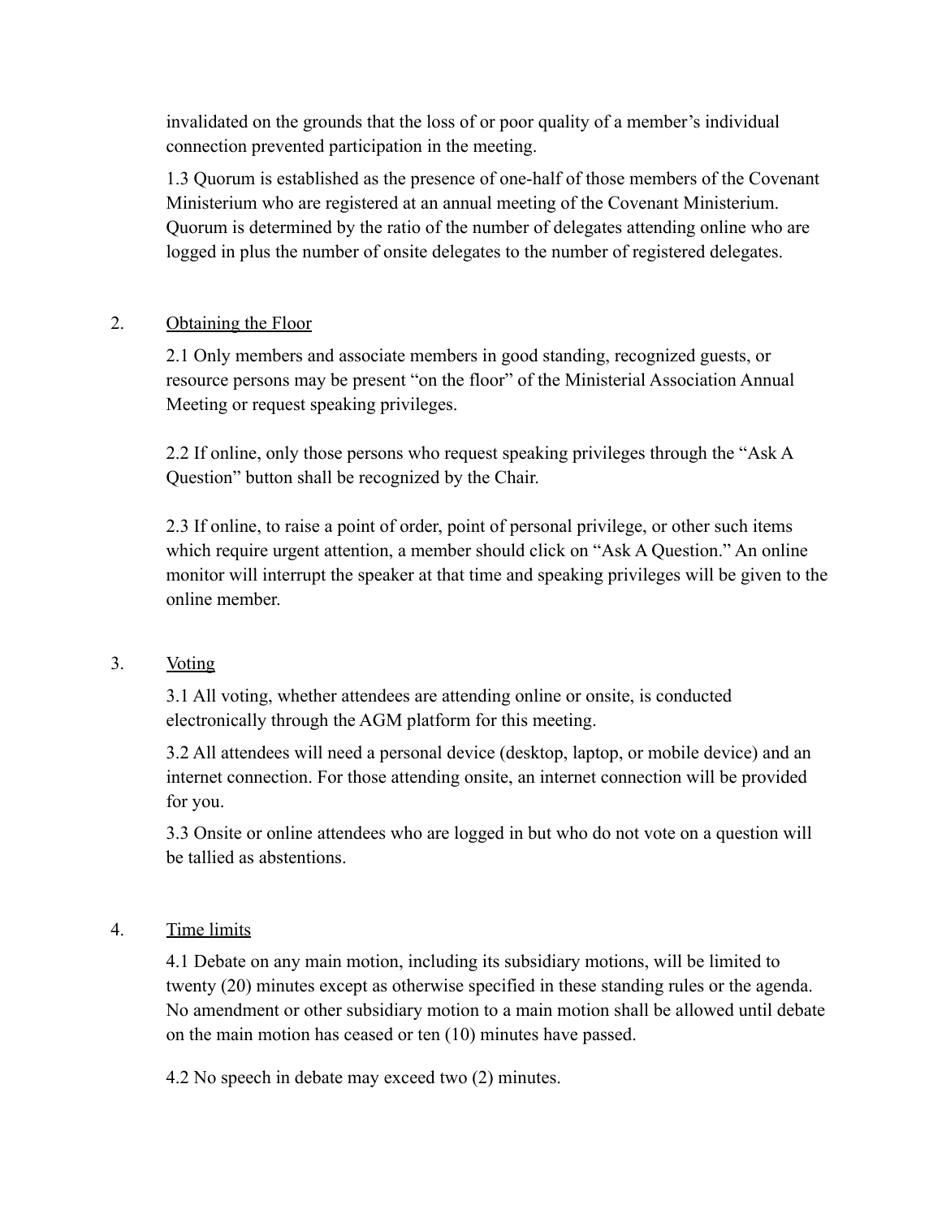invalidated on the grounds that the loss of or poor quality of a member's individual connection prevented participation in the meeting.

1.3 Quorum is established as the presence of one-half of those members of the Covenant Ministerium who are registered at an annual meeting of the Covenant Ministerium. Quorum is determined by the ratio of the number of delegates attending online who are logged in plus the number of onsite delegates to the number of registered delegates.

2. <u>Obtaining the Floor</u>

2.1 Only members and associate members in good standing, recognized guests, or resource persons may be present "on the floor" of the Ministerial Association Annual Meeting or request speaking privileges.

2.2 If online, only those persons who request speaking privileges through the "Ask A Question" button shall be recognized by the Chair.

2.3 If online, to raise a point of order, point of personal privilege, or other such items which require urgent attention, a member should click on "Ask A Question." An online monitor will interrupt the speaker at that time and speaking privileges will be given to the online member.

3. <u>Voting</u>

3.1 All voting, whether attendees are attending online or onsite, is conducted electronically through the AGM platform for this meeting.

3.2 All attendees will need a personal device (desktop, laptop, or mobile device) and an internet connection. For those attending onsite, an internet connection will be provided for you.

3.3 Onsite or online attendees who are logged in but who do not vote on a question will be tallied as abstentions.

4. <u>Time limits</u>

4.1 Debate on any main motion, including its subsidiary motions, will be limited to twenty (20) minutes except as otherwise specified in these standing rules or the agenda. No amendment or other subsidiary motion to a main motion shall be allowed until debate on the main motion has ceased or ten (10) minutes have passed.

4.2 No speech in debate may exceed two (2) minutes.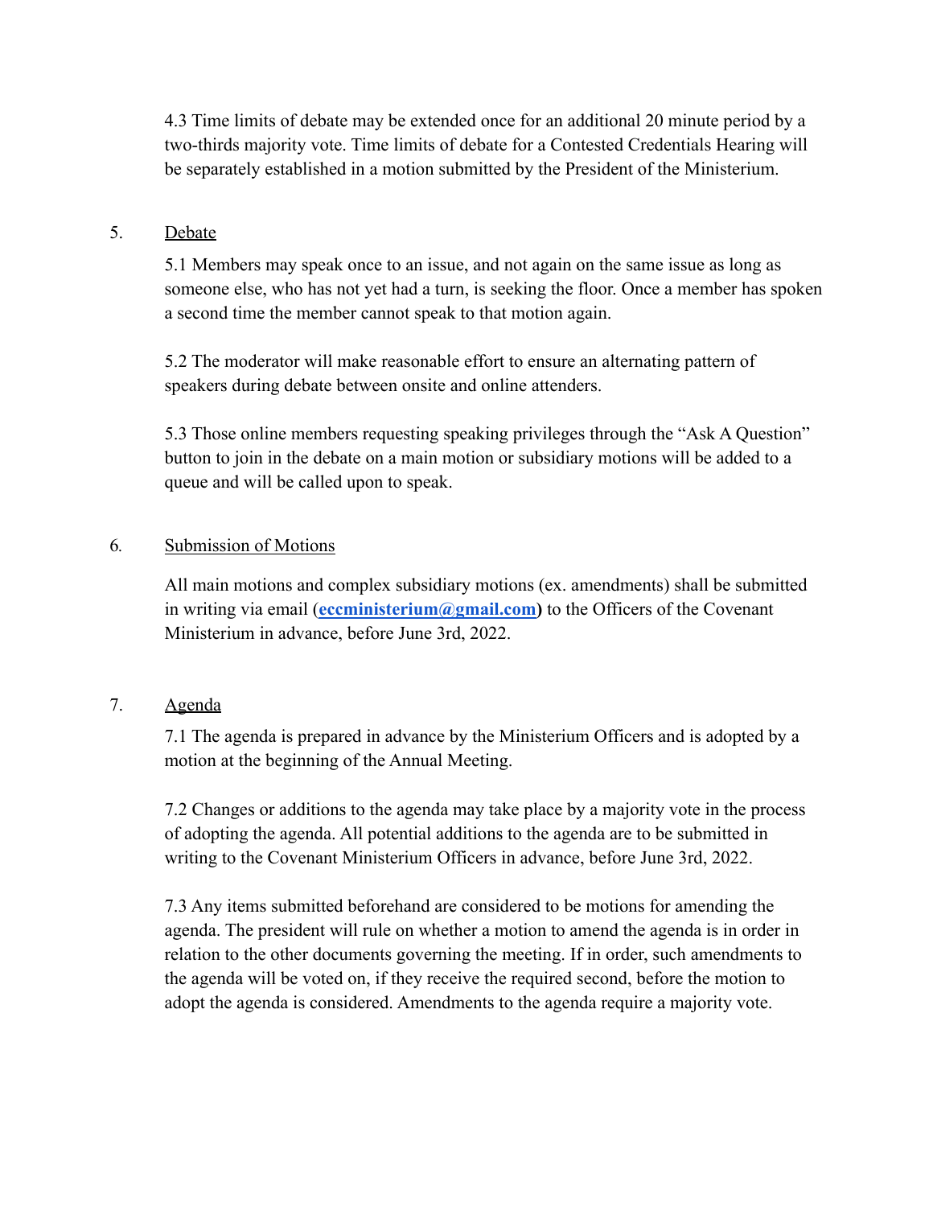4.3 Time limits of debate may be extended once for an additional 20 minute period by a two-thirds majority vote. Time limits of debate for a Contested Credentials Hearing will be separately established in a motion submitted by the President of the Ministerium.

5. Debate

5.1 Members may speak once to an issue, and not again on the same issue as long as someone else, who has not yet had a turn, is seeking the floor. Once a member has spoken a second time the member cannot speak to that motion again.

5.2 The moderator will make reasonable effort to ensure an alternating pattern of speakers during debate between onsite and online attenders.

5.3 Those online members requesting speaking privileges through the "Ask A Question" button to join in the debate on a main motion or subsidiary motions will be added to a queue and will be called upon to speak.

6. Submission of Motions

All main motions and complex subsidiary motions (ex. amendments) shall be submitted in writing via email (**eccministerium@gmail.com)** to the Officers of the Covenant Ministerium in advance, before June 3rd, 2022.

7. Agenda

7.1 The agenda is prepared in advance by the Ministerium Officers and is adopted by a motion at the beginning of the Annual Meeting.

7.2 Changes or additions to the agenda may take place by a majority vote in the process of adopting the agenda. All potential additions to the agenda are to be submitted in writing to the Covenant Ministerium Officers in advance, before June 3rd, 2022.

7.3 Any items submitted beforehand are considered to be motions for amending the agenda. The president will rule on whether a motion to amend the agenda is in order in relation to the other documents governing the meeting. If in order, such amendments to the agenda will be voted on, if they receive the required second, before the motion to adopt the agenda is considered. Amendments to the agenda require a majority vote.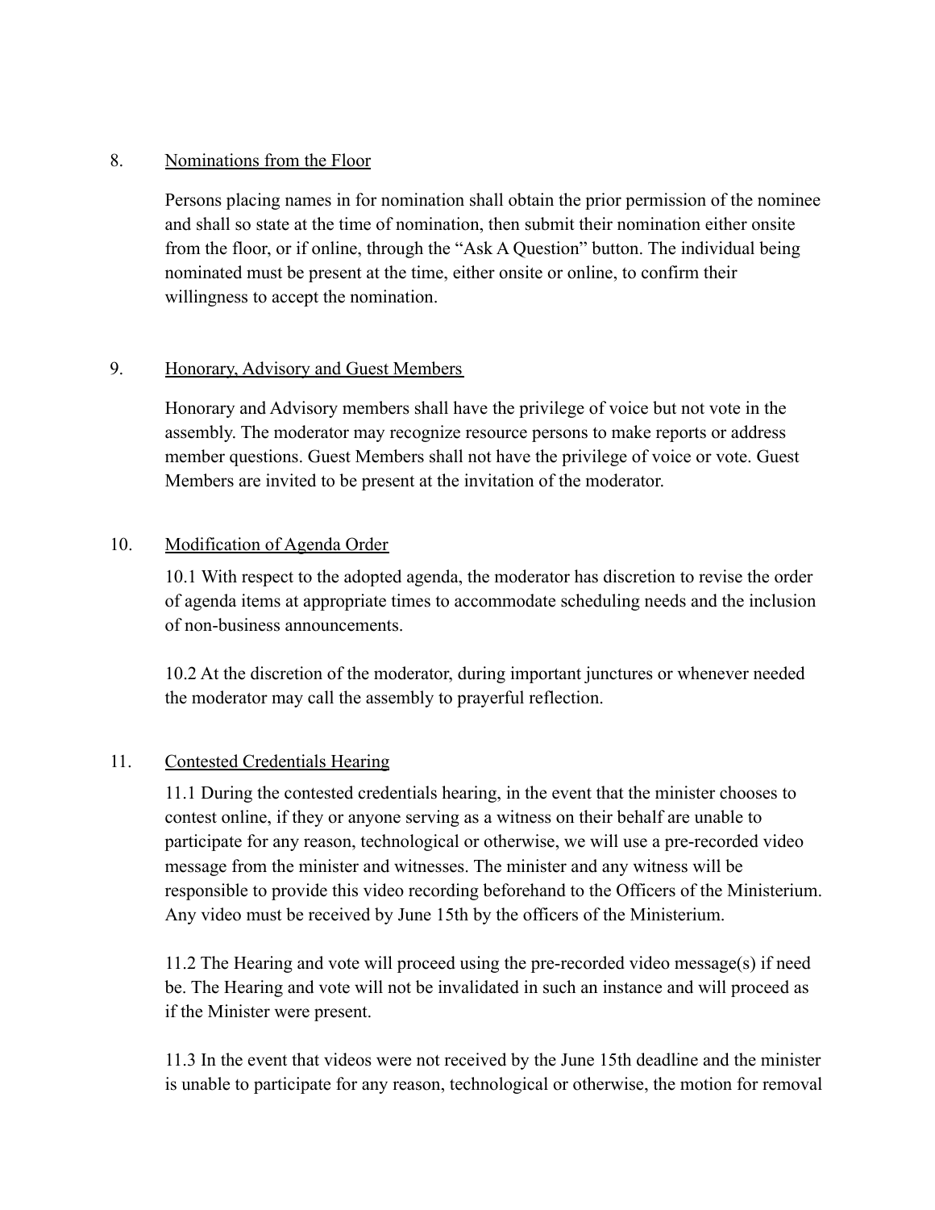8. <u>Nominations from the Floor</u>

Persons placing names in for nomination shall obtain the prior permission of the nominee and shall so state at the time of nomination, then submit their nomination either onsite from the floor, or if online, through the "Ask A Question" button. The individual being nominated must be present at the time, either onsite or online, to confirm their willingness to accept the nomination.

9. <u>Honorary, Advisory and Guest Members</u>

Honorary and Advisory members shall have the privilege of voice but not vote in the assembly. The moderator may recognize resource persons to make reports or address member questions. Guest Members shall not have the privilege of voice or vote. Guest Members are invited to be present at the invitation of the moderator.

10. <u>Modification of Agenda Order</u>

10.1 With respect to the adopted agenda, the moderator has discretion to revise the order of agenda items at appropriate times to accommodate scheduling needs and the inclusion of non-business announcements.

10.2 At the discretion of the moderator, during important junctures or whenever needed the moderator may call the assembly to prayerful reflection.

11. <u>Contested Credentials Hearing</u>

11.1 During the contested credentials hearing, in the event that the minister chooses to contest online, if they or anyone serving as a witness on their behalf are unable to participate for any reason, technological or otherwise, we will use a pre-recorded video message from the minister and witnesses. The minister and any witness will be responsible to provide this video recording beforehand to the Officers of the Ministerium. Any video must be received by June 15th by the officers of the Ministerium.

11.2 The Hearing and vote will proceed using the pre-recorded video message(s) if need be. The Hearing and vote will not be invalidated in such an instance and will proceed as if the Minister were present.

11.3 In the event that videos were not received by the June 15th deadline and the minister is unable to participate for any reason, technological or otherwise, the motion for removal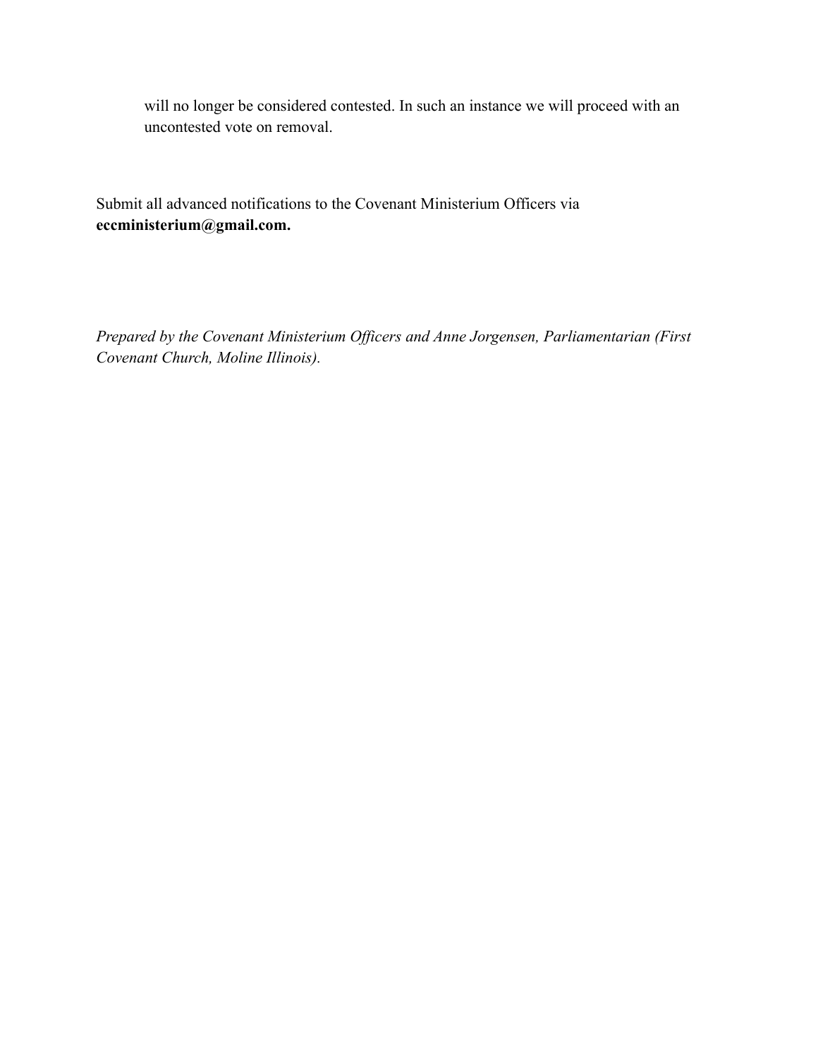will no longer be considered contested. In such an instance we will proceed with an uncontested vote on removal.

Submit all advanced notifications to the Covenant Ministerium Officers via **eccministerium@gmail.com.**

*Prepared by the Covenant Ministerium Officers and Anne Jorgensen, Parliamentarian (First Covenant Church, Moline Illinois).*